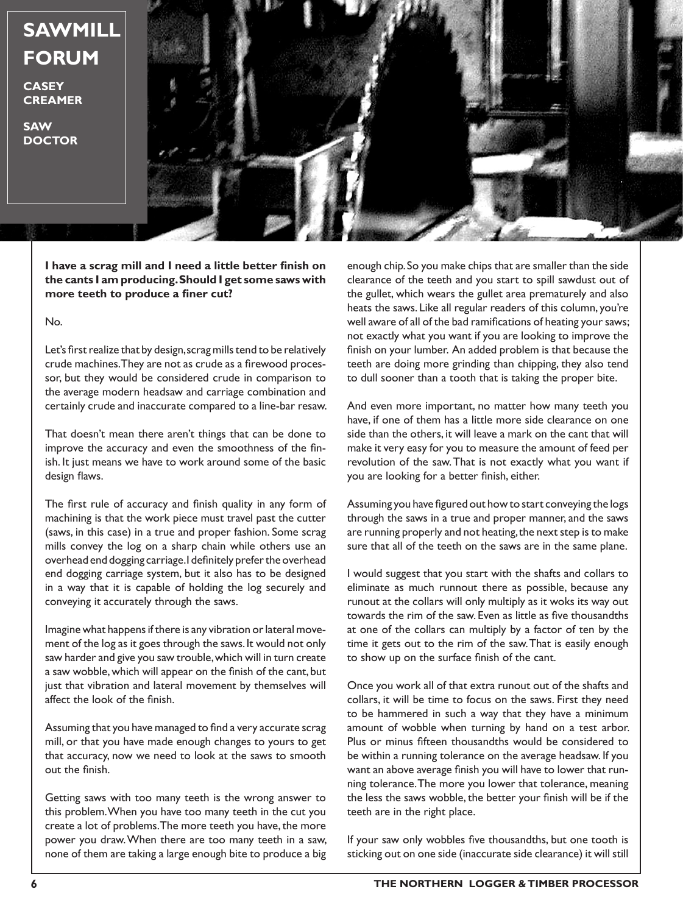# SAWMILL FORUM

**CASEY CREAMER**

**SAW DOCTOR**

**I have a scrag mill and I need a little better finish on the cants I am producing. Should I get some saws with more teeth to produce a finer cut?**

No.

Let's first realize that by design, scrag mills tend to be relatively crude machines. They are not as crude as a firewood processor, but they would be considered crude in comparison to the average modern headsaw and carriage combination and certainly crude and inaccurate compared to a line-bar resaw.

That doesn't mean there aren't things that can be done to improve the accuracy and even the smoothness of the finish. It just means we have to work around some of the basic design flaws.

The first rule of accuracy and finish quality in any form of machining is that the work piece must travel past the cutter (saws, in this case) in a true and proper fashion. Some scrag mills convey the log on a sharp chain while others use an overhead end dogging carriage. I definitely prefer the overhead end dogging carriage system, but it also has to be designed in a way that it is capable of holding the log securely and conveying it accurately through the saws.

Imagine what happens if there is any vibration or lateral movement of the log as it goes through the saws. It would not only saw harder and give you saw trouble, which will in turn create a saw wobble, which will appear on the finish of the cant, but just that vibration and lateral movement by themselves will affect the look of the finish.

Assuming that you have managed to find a very accurate scrag mill, or that you have made enough changes to yours to get that accuracy, now we need to look at the saws to smooth out the finish.

Getting saws with too many teeth is the wrong answer to this problem. When you have too many teeth in the cut you create a lot of problems. The more teeth you have, the more power you draw. When there are too many teeth in a saw, none of them are taking a large enough bite to produce a big enough chip. So you make chips that are smaller than the side clearance of the teeth and you start to spill sawdust out of the gullet, which wears the gullet area prematurely and also heats the saws. Like all regular readers of this column, you're well aware of all of the bad ramifications of heating your saws; not exactly what you want if you are looking to improve the finish on your lumber. An added problem is that because the teeth are doing more grinding than chipping, they also tend to dull sooner than a tooth that is taking the proper bite.

And even more important, no matter how many teeth you have, if one of them has a little more side clearance on one side than the others, it will leave a mark on the cant that will make it very easy for you to measure the amount of feed per revolution of the saw. That is not exactly what you want if you are looking for a better finish, either.

Assuming you have figured out how to start conveying the logs through the saws in a true and proper manner, and the saws are running properly and not heating, the next step is to make sure that all of the teeth on the saws are in the same plane.

I would suggest that you start with the shafts and collars to eliminate as much runnout there as possible, because any runout at the collars will only multiply as it woks its way out towards the rim of the saw. Even as little as five thousandths at one of the collars can multiply by a factor of ten by the time it gets out to the rim of the saw. That is easily enough to show up on the surface finish of the cant.

Once you work all of that extra runout out of the shafts and collars, it will be time to focus on the saws. First they need to be hammered in such a way that they have a minimum amount of wobble when turning by hand on a test arbor. Plus or minus fifteen thousandths would be considered to be within a running tolerance on the average headsaw. If you want an above average finish you will have to lower that running tolerance. The more you lower that tolerance, meaning the less the saws wobble, the better your finish will be if the teeth are in the right place.

If your saw only wobbles five thousandths, but one tooth is sticking out on one side (inaccurate side clearance) it will still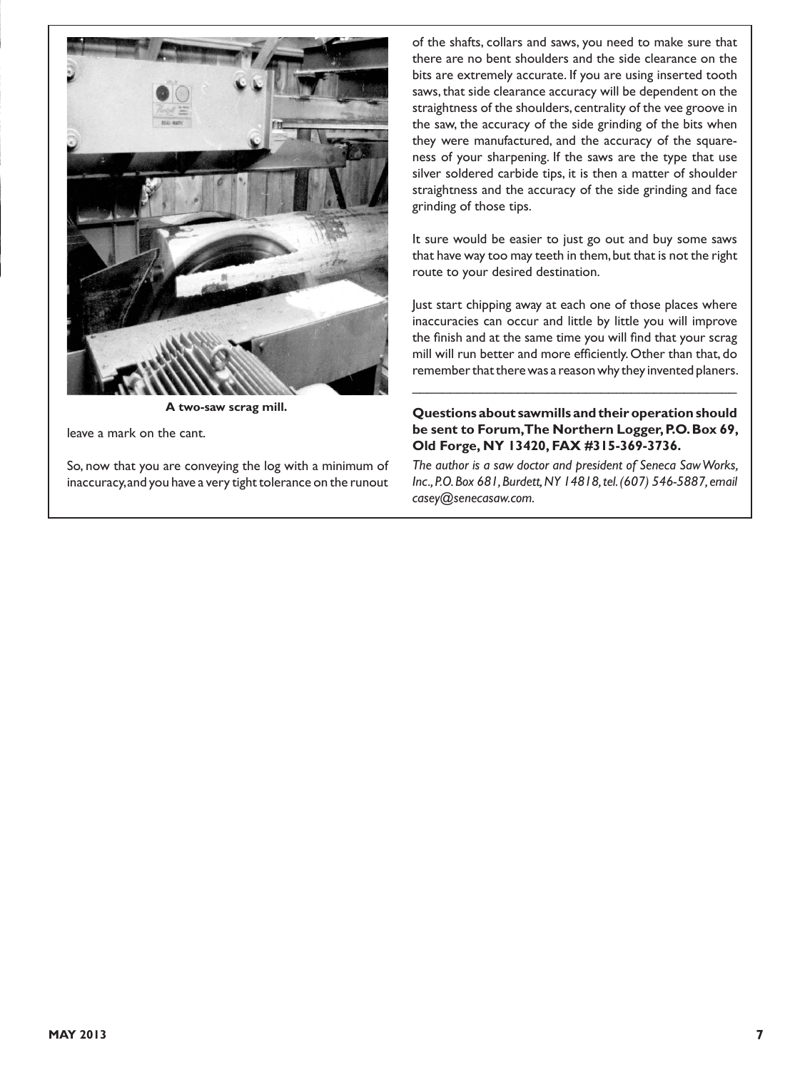A two-saw scrag mill.

leave a mark on the cant.

So, now that you are conveying the log with a minimum of inaccuracy, and you have a very tight tolerance on the runout of the shafts, collars and saws, you need to make sure that there are no bent shoulders and the side clearance on the bits are extremely accurate. If you are using inserted tooth saws, that side clearance accuracy will be dependent on the straightness of the shoulders, centrality of the vee groove in the saw, the accuracy of the side grinding of the bits when they were manufactured, and the accuracy of the squareness of your sharpening. If the saws are the type that use silver soldered carbide tips, it is then a matter of shoulder straightness and the accuracy of the side grinding and face grinding of those tips.

It sure would be easier to just go out and buy some saws that have way too may teeth in them, but that is not the right route to your desired destination.

Just start chipping away at each one of those places where inaccuracies can occur and little by little you will improve the finish and at the same time you will find that your scrag mill will run better and more efficiently. Other than that, do remember that there was a reason why they invented planers.

---

**Questions about sawmills and their operation should be sent to Forum, The Northern Logger, P.O. Box 69, Old Forge, NY 13420, FAX #315-369-3736.**

*The author is a saw doctor and president of Seneca Saw Works, Inc., P.O. Box 681, Burdett, NY 14818, tel. (607) 546-5887, email casey@senecasaw.com.*